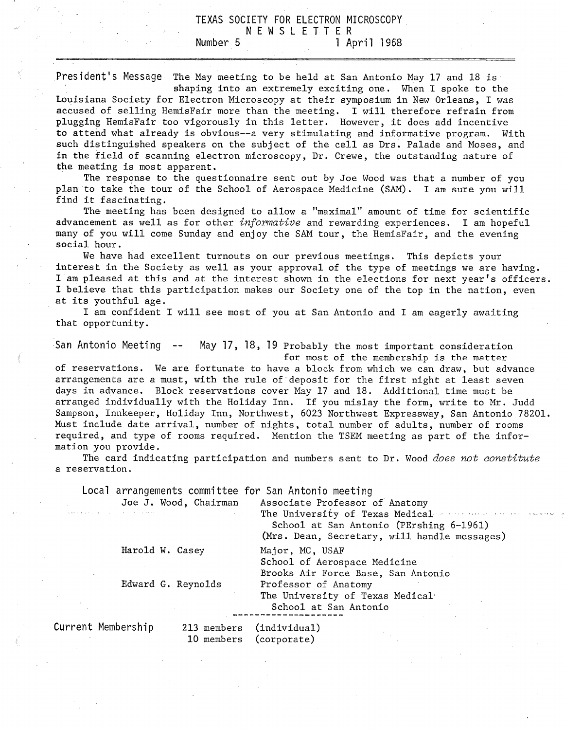# TEXAS SOCIETY FOR ELECTRON MICROSCOPY
## NEWSLETTER

Number 5 — 1 April 1968

---

**President's Message** The May meeting to be held at San Antonio May 17 and 18 is shaping into an extremely exciting one. When I spoke to the Louisiana Society for Electron Microscopy at their symposium in New Orleans, I was accused of selling HemisFair more than the meeting. I will therefore refrain from plugging HemisFair too vigorously in this letter. However, it does add incentive to attend what already is obvious--a very stimulating and informative program. With such distinguished speakers on the subject of the cell as Drs. Palade and Moses, and in the field of scanning electron microscopy, Dr. Crewe, the outstanding nature of the meeting is most apparent.

The response to the questionnaire sent out by Joe Wood was that a number of you plan to take the tour of the School of Aerospace Medicine (SAM). I am sure you will find it fascinating.

The meeting has been designed to allow a "maximal" amount of time for scientific advancement as well as for other *informative* and rewarding experiences. I am hopeful many of you will come Sunday and enjoy the SAM tour, the HemisFair, and the evening social hour.

We have had excellent turnouts on our previous meetings. This depicts your interest in the Society as well as your approval of the type of meetings we are having. I am pleased at this and at the interest shown in the elections for next year's officers. I believe that this participation makes our Society one of the top in the nation, even at its youthful age.

I am confident I will see most of you at San Antonio and I am eagerly awaiting that opportunity.

**San Antonio Meeting -- May 17, 18, 19** Probably the most important consideration for most of the membership is the matter of reservations. We are fortunate to have a block from which we can draw, but advance arrangements are a must, with the rule of deposit for the first night at least seven days in advance. Block reservations cover May 17 and 18. Additional time must be arranged individually with the Holiday Inn. If you mislay the form, write to Mr. Judd Sampson, Innkeeper, Holiday Inn, Northwest, 6023 Northwest Expressway, San Antonio 78201. Must include date arrival, number of nights, total number of adults, number of rooms required, and type of rooms required. Mention the TSEM meeting as part of the information you provide.

The card indicating participation and numbers sent to Dr. Wood *does not constitute* a reservation.

**Local arrangements committee for San Antonio meeting**

| | |
|---|---|
| Joe J. Wood, Chairman | Associate Professor of Anatomy<br>The University of Texas Medical School at San Antonio (PErshing 6-1961)<br>(Mrs. Dean, Secretary, will handle messages) |
| Harold W. Casey | Major, MC, USAF<br>School of Aerospace Medicine<br>Brooks Air Force Base, San Antonio |
| Edward G. Reynolds | Professor of Anatomy<br>The University of Texas Medical School at San Antonio |

---

**Current Membership** 213 members (individual)
10 members (corporate)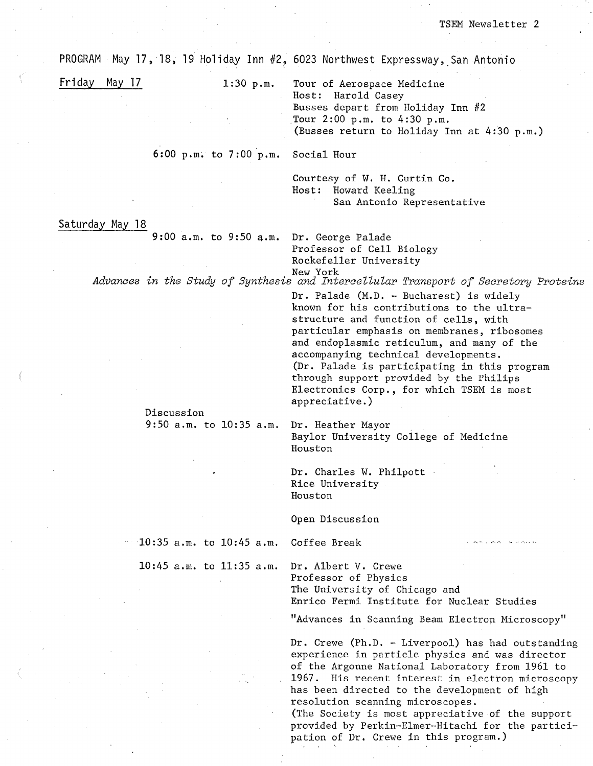PROGRAM May 17, 18, 19 Holiday Inn #2, 6023 Northwest Expressway, San Antonio

__Friday May 17__

**1:30 p.m.**

Tour of Aerospace Medicine
Host: Harold Casey
Busses depart from Holiday Inn #2
Tour 2:00 p.m. to 4:30 p.m.
(Busses return to Holiday Inn at 4:30 p.m.)

**6:00 p.m. to 7:00 p.m.**

Social Hour

Courtesy of W. H. Curtin Co.
Host: Howard Keeling
San Antonio Representative

__Saturday May 18__

**9:00 a.m. to 9:50 a.m.**

Dr. George Palade
Professor of Cell Biology
Rockefeller University
New York

*Advances in the Study of Synthesis and Intercellular Transport of Secretory Proteins*

Dr. Palade (M.D. - Bucharest) is widely known for his contributions to the ultra-structure and function of cells, with particular emphasis on membranes, ribosomes and endoplasmic reticulum, and many of the accompanying technical developments. (Dr. Palade is participating in this program through support provided by the Philips Electronics Corp., for which TSEM is most appreciative.)

Discussion

**9:50 a.m. to 10:35 a.m.**

Dr. Heather Mayor
Baylor University College of Medicine
Houston

Dr. Charles W. Philpott
Rice University
Houston

Open Discussion

**10:35 a.m. to 10:45 a.m.**

Coffee Break

**10:45 a.m. to 11:35 a.m.**

Dr. Albert V. Crewe
Professor of Physics
The University of Chicago and
Enrico Fermi Institute for Nuclear Studies

"Advances in Scanning Beam Electron Microscopy"

Dr. Crewe (Ph.D. - Liverpool) has had outstanding experience in particle physics and was director of the Argonne National Laboratory from 1961 to 1967. His recent interest in electron microscopy has been directed to the development of high resolution scanning microscopes. (The Society is most appreciative of the support provided by Perkin-Elmer-Hitachi for the participation of Dr. Crewe in this program.)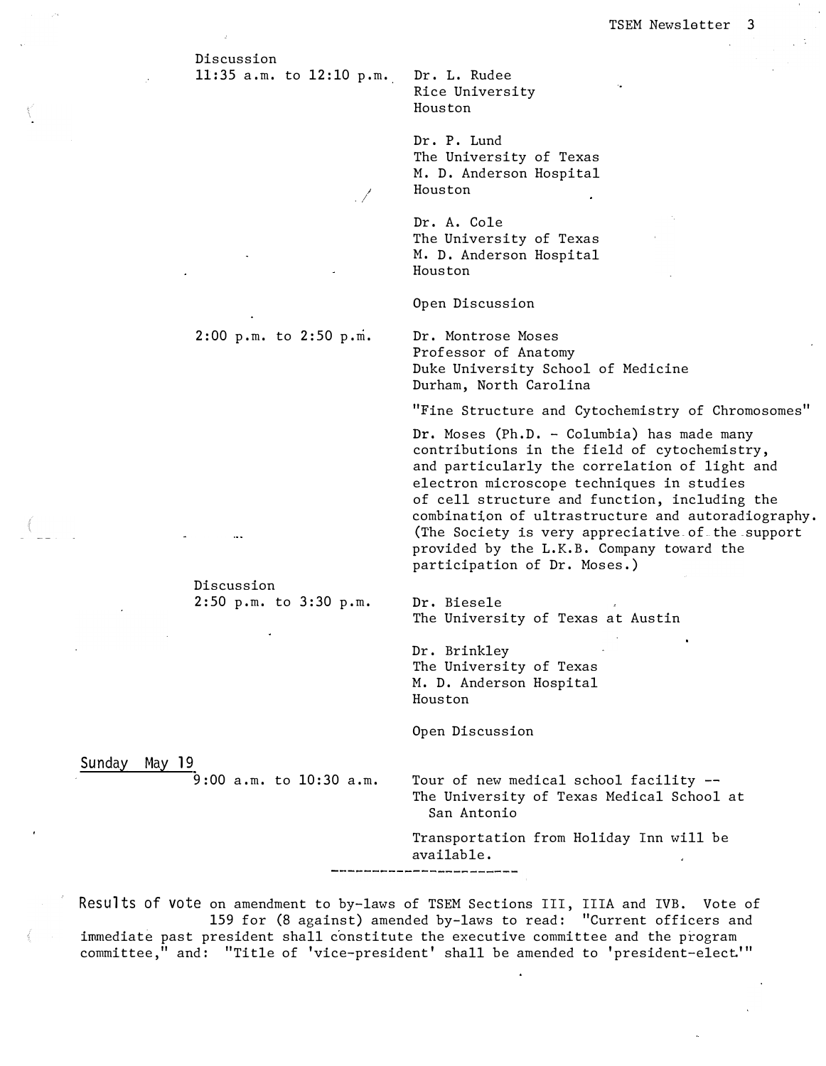Discussion
11:35 a.m. to 12:10 p.m.

Dr. L. Rudee
Rice University
Houston

Dr. P. Lund
The University of Texas
M. D. Anderson Hospital
Houston

Dr. A. Cole
The University of Texas
M. D. Anderson Hospital
Houston

Open Discussion

2:00 p.m. to 2:50 p.m.

Dr. Montrose Moses
Professor of Anatomy
Duke University School of Medicine
Durham, North Carolina

"Fine Structure and Cytochemistry of Chromosomes"

Dr. Moses (Ph.D. - Columbia) has made many contributions in the field of cytochemistry, and particularly the correlation of light and electron microscope techniques in studies of cell structure and function, including the combination of ultrastructure and autoradiography. (The Society is very appreciative of the support provided by the L.K.B. Company toward the participation of Dr. Moses.)

Discussion
2:50 p.m. to 3:30 p.m.

Dr. Biesele
The University of Texas at Austin

Dr. Brinkley
The University of Texas
M. D. Anderson Hospital
Houston

Open Discussion

Sunday May 19

9:00 a.m. to 10:30 a.m.

Tour of new medical school facility -- The University of Texas Medical School at San Antonio

Transportation from Holiday Inn will be available.

---

Results of vote on amendment to by-laws of TSEM Sections III, IIIA and IVB. Vote of 159 for (8 against) amended by-laws to read: "Current officers and immediate past president shall constitute the executive committee and the program committee," and: "Title of 'vice-president' shall be amended to 'president-elect.'"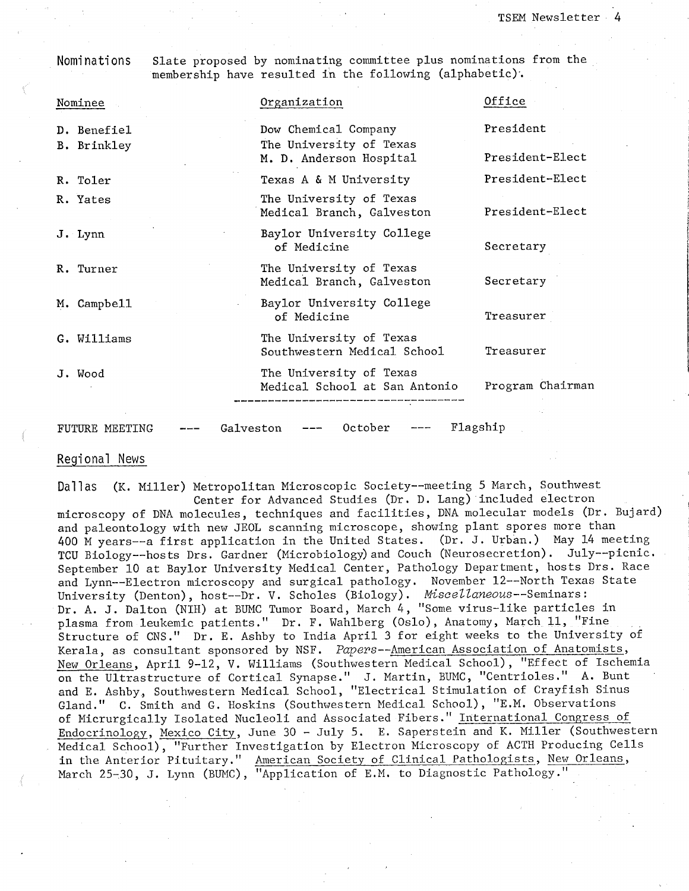**Nominations** Slate proposed by nominating committee plus nominations from the membership have resulted in the following (alphabetic).

| Nominee | Organization | Office |
| --- | --- | --- |
| D. Benefiel | Dow Chemical Company | President |
| B. Brinkley | The University of Texas M. D. Anderson Hospital | President-Elect |
| R. Toler | Texas A & M University | President-Elect |
| R. Yates | The University of Texas Medical Branch, Galveston | President-Elect |
| J. Lynn | Baylor University College of Medicine | Secretary |
| R. Turner | The University of Texas Medical Branch, Galveston | Secretary |
| M. Campbell | Baylor University College of Medicine | Treasurer |
| G. Williams | The University of Texas Southwestern Medical School | Treasurer |
| J. Wood | The University of Texas Medical School at San Antonio | Program Chairman |

---

FUTURE MEETING --- Galveston --- October --- Flagship

## Regional News

Dallas (K. Miller) Metropolitan Microscopic Society--meeting 5 March, Southwest Center for Advanced Studies (Dr. D. Lang) included electron microscopy of DNA molecules, techniques and facilities, DNA molecular models (Dr. Bujard) and paleontology with new JEOL scanning microscope, showing plant spores more than 400 M years--a first application in the United States. (Dr. J. Urban.) May 14 meeting TCU Biology--hosts Drs. Gardner (Microbiology) and Couch (Neurosecretion). July--picnic. September 10 at Baylor University Medical Center, Pathology Department, hosts Drs. Race and Lynn--Electron microscopy and surgical pathology. November 12--North Texas State University (Denton), host--Dr. V. Scholes (Biology). *Miscellaneous*--Seminars: Dr. A. J. Dalton (NIH) at BUMC Tumor Board, March 4, "Some virus-like particles in plasma from leukemic patients." Dr. F. Wahlberg (Oslo), Anatomy, March 11, "Fine Structure of CNS." Dr. E. Ashby to India April 3 for eight weeks to the University of Kerala, as consultant sponsored by NSF. *Papers*--American Association of Anatomists, New Orleans, April 9-12, V. Williams (Southwestern Medical School), "Effect of Ischemia on the Ultrastructure of Cortical Synapse." J. Martin, BUMC, "Centrioles." A. Bunt and E. Ashby, Southwestern Medical School, "Electrical Stimulation of Crayfish Sinus Gland." C. Smith and G. Hoskins (Southwestern Medical School), "E.M. Observations of Micrurgically Isolated Nucleoli and Associated Fibers." International Congress of Endocrinology, Mexico City, June 30 - July 5. E. Saperstein and K. Miller (Southwestern Medical School), "Further Investigation by Electron Microscopy of ACTH Producing Cells in the Anterior Pituitary." American Society of Clinical Pathologists, New Orleans, March 25-30, J. Lynn (BUMC), "Application of E.M. to Diagnostic Pathology."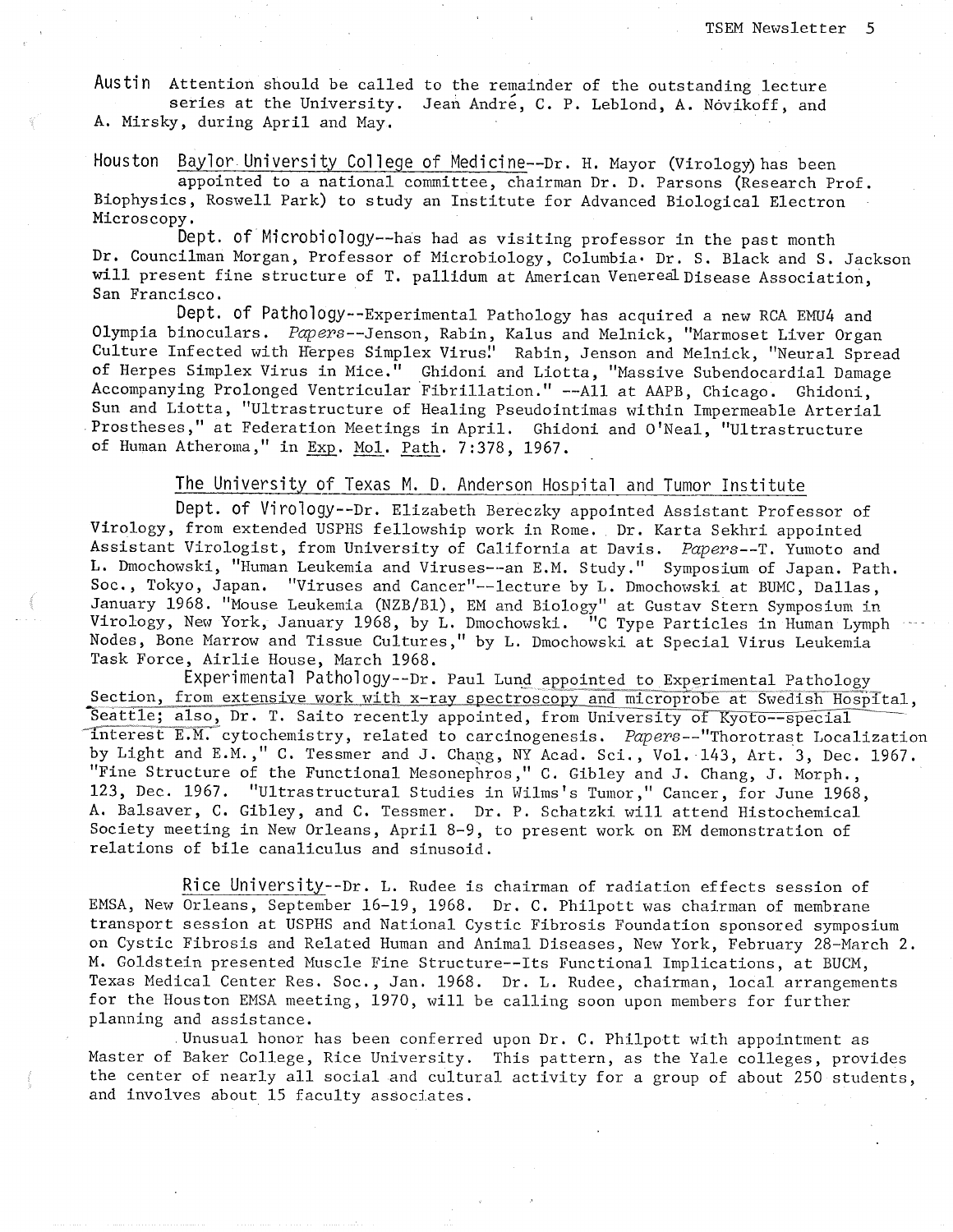**Austin** Attention should be called to the remainder of the outstanding lecture series at the University. Jean André, C. P. Leblond, A. Novikoff, and A. Mirsky, during April and May.

**Houston** Baylor University College of Medicine--Dr. H. Mayor (Virology) has been appointed to a national committee, chairman Dr. D. Parsons (Research Prof. Biophysics, Roswell Park) to study an Institute for Advanced Biological Electron Microscopy.

Dept. of Microbiology--has had as visiting professor in the past month Dr. Councilman Morgan, Professor of Microbiology, Columbia. Dr. S. Black and S. Jackson will present fine structure of T. pallidum at American Venereal Disease Association, San Francisco.

Dept. of Pathology--Experimental Pathology has acquired a new RCA EMU4 and Olympia binoculars. *Papers*--Jenson, Rabin, Kalus and Melnick, "Marmoset Liver Organ Culture Infected with Herpes Simplex Virus." Rabin, Jenson and Melnick, "Neural Spread of Herpes Simplex Virus in Mice." Ghidoni and Liotta, "Massive Subendocardial Damage Accompanying Prolonged Ventricular Fibrillation." --All at AAPB, Chicago. Ghidoni, Sun and Liotta, "Ultrastructure of Healing Pseudointimas within Impermeable Arterial Prostheses," at Federation Meetings in April. Ghidoni and O'Neal, "Ultrastructure of Human Atheroma," in Exp. Mol. Path. 7:378, 1967.

The University of Texas M. D. Anderson Hospital and Tumor Institute

Dept. of Virology--Dr. Elizabeth Bereczky appointed Assistant Professor of Virology, from extended USPHS fellowship work in Rome. Dr. Karta Sekhri appointed Assistant Virologist, from University of California at Davis. *Papers*--T. Yumoto and L. Dmochowski, "Human Leukemia and Viruses--an E.M. Study." Symposium of Japan. Path. Soc., Tokyo, Japan. "Viruses and Cancer"--lecture by L. Dmochowski at BUMC, Dallas, January 1968. "Mouse Leukemia (NZB/B1), EM and Biology" at Gustav Stern Symposium in Virology, New York, January 1968, by L. Dmochowski. "C Type Particles in Human Lymph Nodes, Bone Marrow and Tissue Cultures," by L. Dmochowski at Special Virus Leukemia Task Force, Airlie House, March 1968.

Experimental Pathology--Dr. Paul Lund appointed to Experimental Pathology Section, from extensive work with x-ray spectroscopy and microprobe at Swedish Hospital, Seattle; also, Dr. T. Saito recently appointed, from University of Kyoto--special interest E.M. cytochemistry, related to carcinogenesis. *Papers*--"Thorotrast Localization by Light and E.M.," C. Tessmer and J. Chang, NY Acad. Sci., Vol. 143, Art. 3, Dec. 1967. "Fine Structure of the Functional Mesonephros," C. Gibley and J. Chang, J. Morph., 123, Dec. 1967. "Ultrastructural Studies in Wilms's Tumor," Cancer, for June 1968, A. Balsaver, C. Gibley, and C. Tessmer. Dr. P. Schatzki will attend Histochemical Society meeting in New Orleans, April 8-9, to present work on EM demonstration of relations of bile canaliculus and sinusoid.

Rice University--Dr. L. Rudee is chairman of radiation effects session of EMSA, New Orleans, September 16-19, 1968. Dr. C. Philpott was chairman of membrane transport session at USPHS and National Cystic Fibrosis Foundation sponsored symposium on Cystic Fibrosis and Related Human and Animal Diseases, New York, February 28-March 2. M. Goldstein presented Muscle Fine Structure--Its Functional Implications, at BUCM, Texas Medical Center Res. Soc., Jan. 1968. Dr. L. Rudee, chairman, local arrangements for the Houston EMSA meeting, 1970, will be calling soon upon members for further planning and assistance.

Unusual honor has been conferred upon Dr. C. Philpott with appointment as Master of Baker College, Rice University. This pattern, as the Yale colleges, provides the center of nearly all social and cultural activity for a group of about 250 students, and involves about 15 faculty associates.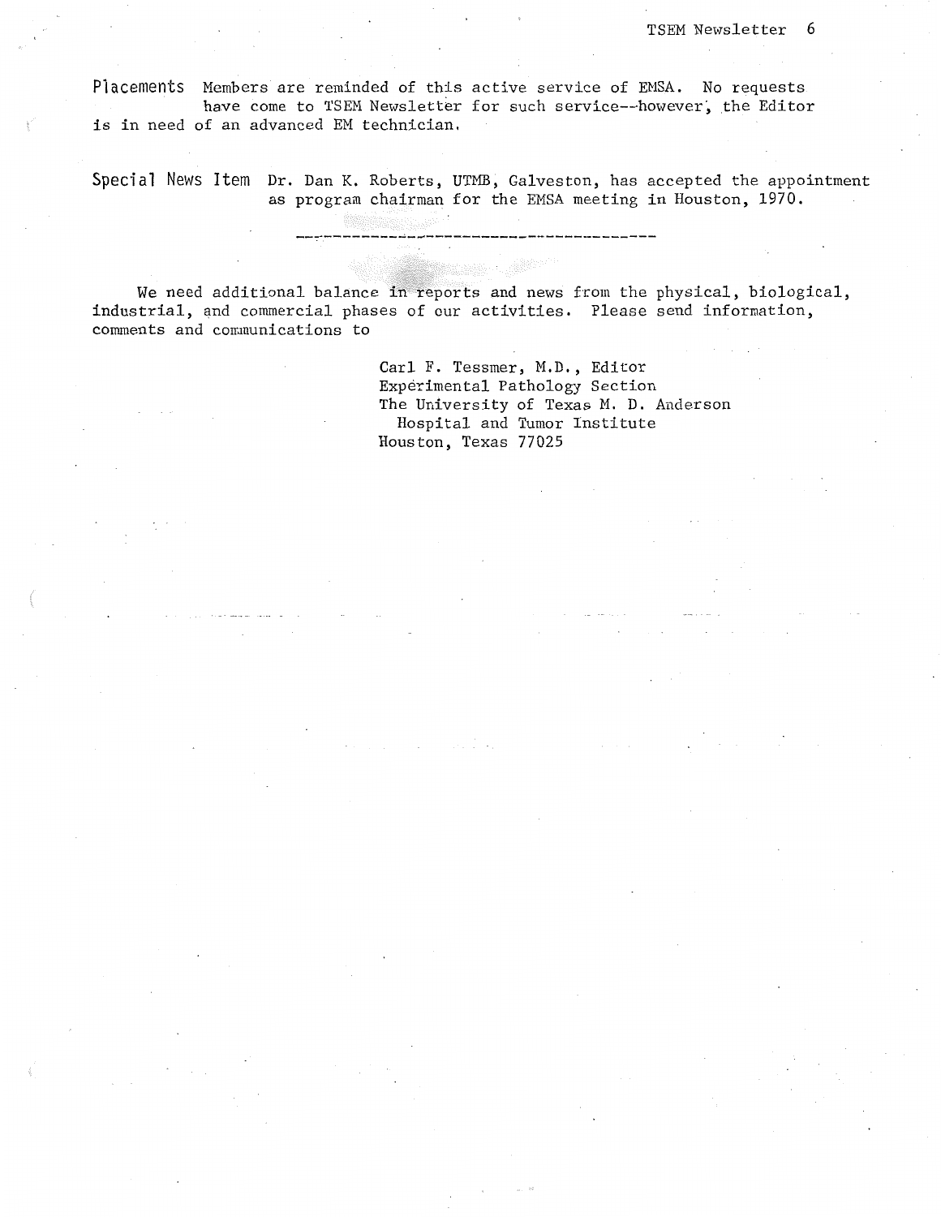**Placements** Members are reminded of this active service of EMSA. No requests have come to TSEM Newsletter for such service--however, the Editor is in need of an advanced EM technician.

**Special News Item** Dr. Dan K. Roberts, UTMB, Galveston, has accepted the appointment as program chairman for the EMSA meeting in Houston, 1970.

---

We need additional balance in reports and news from the physical, biological, industrial, and commercial phases of our activities. Please send information, comments and communications to

Carl F. Tessmer, M.D., Editor
Experimental Pathology Section
The University of Texas M. D. Anderson
Hospital and Tumor Institute
Houston, Texas 77025